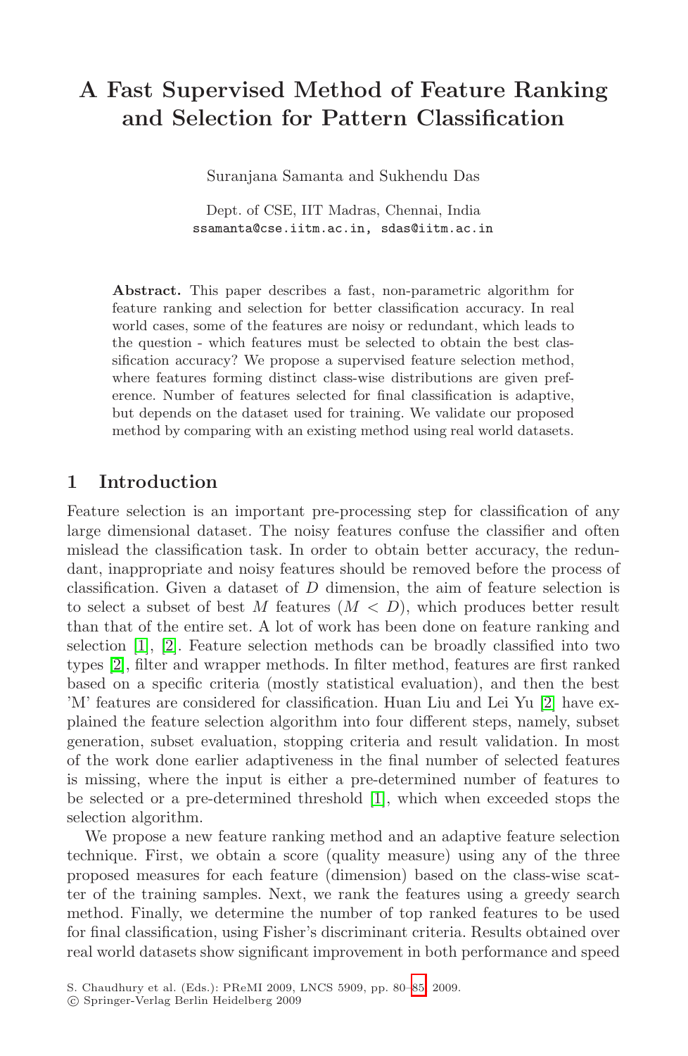# A Fast Supervised Method of Feature Ranking and Selection for Pattern Classification

Suranjana Samanta and Sukhendu Das

Dept. of CSE, IIT Madras, Chennai, India
ssamanta@cse.iitm.ac.in, sdas@iitm.ac.in

**Abstract.** This paper describes a fast, non-parametric algorithm for feature ranking and selection for better classification accuracy. In real world cases, some of the features are noisy or redundant, which leads to the question - which features must be selected to obtain the best classification accuracy? We propose a supervised feature selection method, where features forming distinct class-wise distributions are given preference. Number of features selected for final classification is adaptive, but depends on the dataset used for training. We validate our proposed method by comparing with an existing method using real world datasets.

## 1 Introduction

Feature selection is an important pre-processing step for classification of any large dimensional dataset. The noisy features confuse the classifier and often mislead the classification task. In order to obtain better accuracy, the redundant, inappropriate and noisy features should be removed before the process of classification. Given a dataset of $D$ dimension, the aim of feature selection is to select a subset of best $M$ features ($M < D$), which produces better result than that of the entire set. A lot of work has been done on feature ranking and selection [1], [2]. Feature selection methods can be broadly classified into two types [2], filter and wrapper methods. In filter method, features are first ranked based on a specific criteria (mostly statistical evaluation), and then the best 'M' features are considered for classification. Huan Liu and Lei Yu [2] have explained the feature selection algorithm into four different steps, namely, subset generation, subset evaluation, stopping criteria and result validation. In most of the work done earlier adaptiveness in the final number of selected features is missing, where the input is either a pre-determined number of features to be selected or a pre-determined threshold [1], which when exceeded stops the selection algorithm.

We propose a new feature ranking method and an adaptive feature selection technique. First, we obtain a score (quality measure) using any of the three proposed measures for each feature (dimension) based on the class-wise scatter of the training samples. Next, we rank the features using a greedy search method. Finally, we determine the number of top ranked features to be used for final classification, using Fisher's discriminant criteria. Results obtained over real world datasets show significant improvement in both performance and speed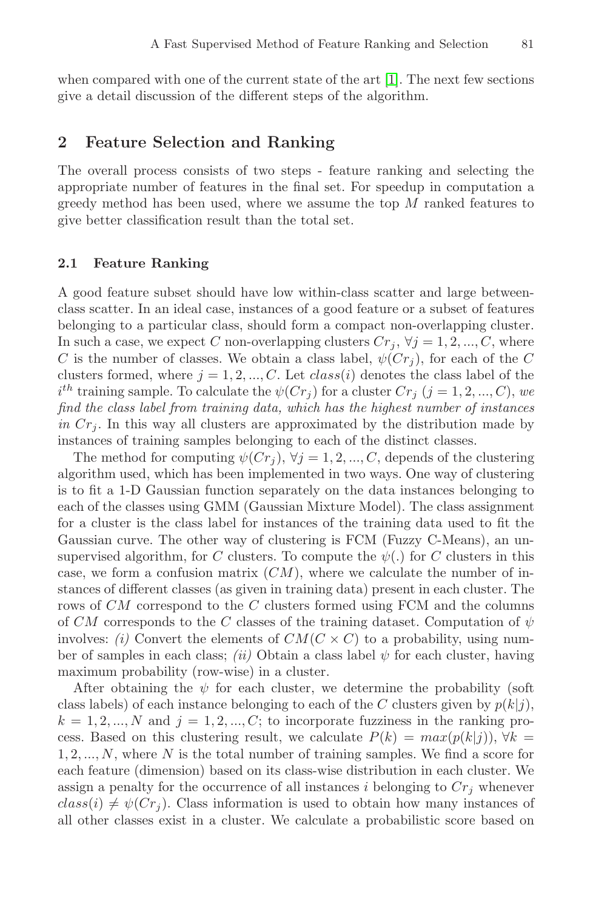when compared with one of the current state of the art [1]. The next few sections give a detail discussion of the different steps of the algorithm.

## 2 Feature Selection and Ranking

The overall process consists of two steps - feature ranking and selecting the appropriate number of features in the final set. For speedup in computation a greedy method has been used, where we assume the top $M$ ranked features to give better classification result than the total set.

### 2.1 Feature Ranking

A good feature subset should have low within-class scatter and large between-class scatter. In an ideal case, instances of a good feature or a subset of features belonging to a particular class, should form a compact non-overlapping cluster. In such a case, we expect $C$ non-overlapping clusters $Cr_j$, $\forall j = 1, 2, ..., C$, where $C$ is the number of classes. We obtain a class label, $\psi(Cr_j)$, for each of the $C$ clusters formed, where $j = 1, 2, ..., C$. Let $class(i)$ denotes the class label of the $i^{th}$ training sample. To calculate the $\psi(Cr_j)$ for a cluster $Cr_j$ $(j = 1, 2, ..., C)$, *we find the class label from training data, which has the highest number of instances in* $Cr_j$. In this way all clusters are approximated by the distribution made by instances of training samples belonging to each of the distinct classes.

The method for computing $\psi(Cr_j)$, $\forall j = 1, 2, ..., C$, depends of the clustering algorithm used, which has been implemented in two ways. One way of clustering is to fit a 1-D Gaussian function separately on the data instances belonging to each of the classes using GMM (Gaussian Mixture Model). The class assignment for a cluster is the class label for instances of the training data used to fit the Gaussian curve. The other way of clustering is FCM (Fuzzy C-Means), an unsupervised algorithm, for $C$ clusters. To compute the $\psi(.)$ for $C$ clusters in this case, we form a confusion matrix $(CM)$, where we calculate the number of instances of different classes (as given in training data) present in each cluster. The rows of $CM$ correspond to the $C$ clusters formed using FCM and the columns of $CM$ corresponds to the $C$ classes of the training dataset. Computation of $\psi$ involves: *(i)* Convert the elements of $CM(C \times C)$ to a probability, using number of samples in each class; *(ii)* Obtain a class label $\psi$ for each cluster, having maximum probability (row-wise) in a cluster.

After obtaining the $\psi$ for each cluster, we determine the probability (soft class labels) of each instance belonging to each of the $C$ clusters given by $p(k|j)$, $k = 1, 2, ..., N$ and $j = 1, 2, ..., C$; to incorporate fuzziness in the ranking process. Based on this clustering result, we calculate $P(k) = max(p(k|j))$, $\forall k = 1, 2, ..., N$, where $N$ is the total number of training samples. We find a score for each feature (dimension) based on its class-wise distribution in each cluster. We assign a penalty for the occurrence of all instances $i$ belonging to $Cr_j$ whenever $class(i) \neq \psi(Cr_j)$. Class information is used to obtain how many instances of all other classes exist in a cluster. We calculate a probabilistic score based on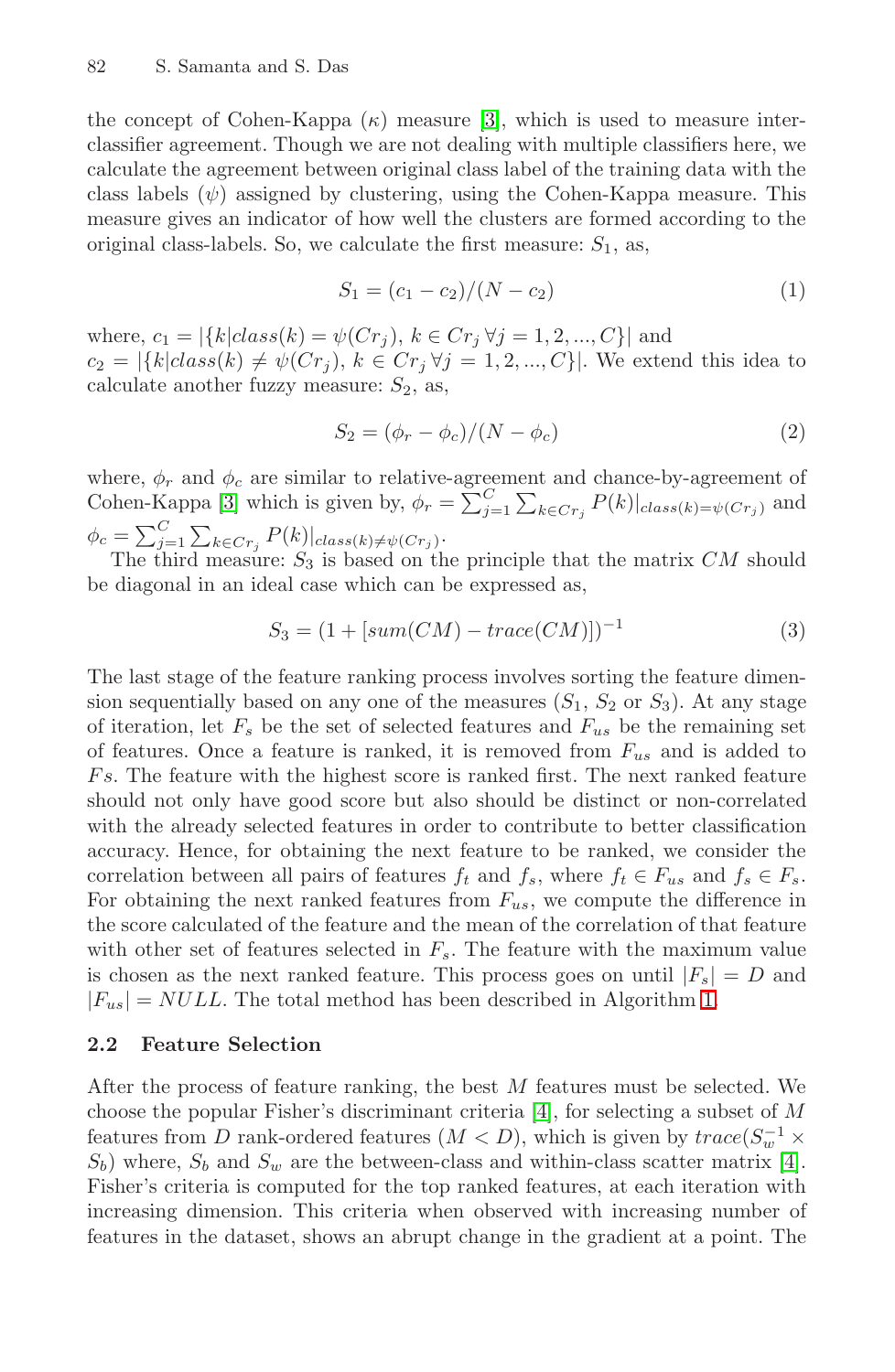the concept of Cohen-Kappa ($\kappa$) measure [3], which is used to measure inter-classifier agreement. Though we are not dealing with multiple classifiers here, we calculate the agreement between original class label of the training data with the class labels ($\psi$) assigned by clustering, using the Cohen-Kappa measure. This measure gives an indicator of how well the clusters are formed according to the original class-labels. So, we calculate the first measure: $S_1$, as,

$$S_1 = (c_1 - c_2)/(N - c_2) \tag{1}$$

where, $c_1 = |\{k|class(k) = \psi(Cr_j),\ k \in Cr_j\ \forall j = 1, 2, ..., C\}|$ and $c_2 = |\{k|class(k) \neq \psi(Cr_j),\ k \in Cr_j\ \forall j = 1, 2, ..., C\}|$. We extend this idea to calculate another fuzzy measure: $S_2$, as,

$$S_2 = (\phi_r - \phi_c)/(N - \phi_c) \tag{2}$$

where, $\phi_r$ and $\phi_c$ are similar to relative-agreement and chance-by-agreement of Cohen-Kappa [3] which is given by, $\phi_r = \sum_{j=1}^{C} \sum_{k \in Cr_j} P(k)|_{class(k)=\psi(Cr_j)}$ and $\phi_c = \sum_{j=1}^{C} \sum_{k \in Cr_j} P(k)|_{class(k) \neq \psi(Cr_j)}$.

The third measure: $S_3$ is based on the principle that the matrix $CM$ should be diagonal in an ideal case which can be expressed as,

$$S_3 = (1 + [sum(CM) - trace(CM)])^{-1} \tag{3}$$

The last stage of the feature ranking process involves sorting the feature dimension sequentially based on any one of the measures ($S_1$, $S_2$ or $S_3$). At any stage of iteration, let $F_s$ be the set of selected features and $F_{us}$ be the remaining set of features. Once a feature is ranked, it is removed from $F_{us}$ and is added to $Fs$. The feature with the highest score is ranked first. The next ranked feature should not only have good score but also should be distinct or non-correlated with the already selected features in order to contribute to better classification accuracy. Hence, for obtaining the next feature to be ranked, we consider the correlation between all pairs of features $f_t$ and $f_s$, where $f_t \in F_{us}$ and $f_s \in F_s$. For obtaining the next ranked features from $F_{us}$, we compute the difference in the score calculated of the feature and the mean of the correlation of that feature with other set of features selected in $F_s$. The feature with the maximum value is chosen as the next ranked feature. This process goes on until $|F_s| = D$ and $|F_{us}| = NULL$. The total method has been described in Algorithm 1.

### 2.2 Feature Selection

After the process of feature ranking, the best $M$ features must be selected. We choose the popular Fisher's discriminant criteria [4], for selecting a subset of $M$ features from $D$ rank-ordered features ($M < D$), which is given by $trace(S_w^{-1} \times S_b)$ where, $S_b$ and $S_w$ are the between-class and within-class scatter matrix [4]. Fisher's criteria is computed for the top ranked features, at each iteration with increasing dimension. This criteria when observed with increasing number of features in the dataset, shows an abrupt change in the gradient at a point. The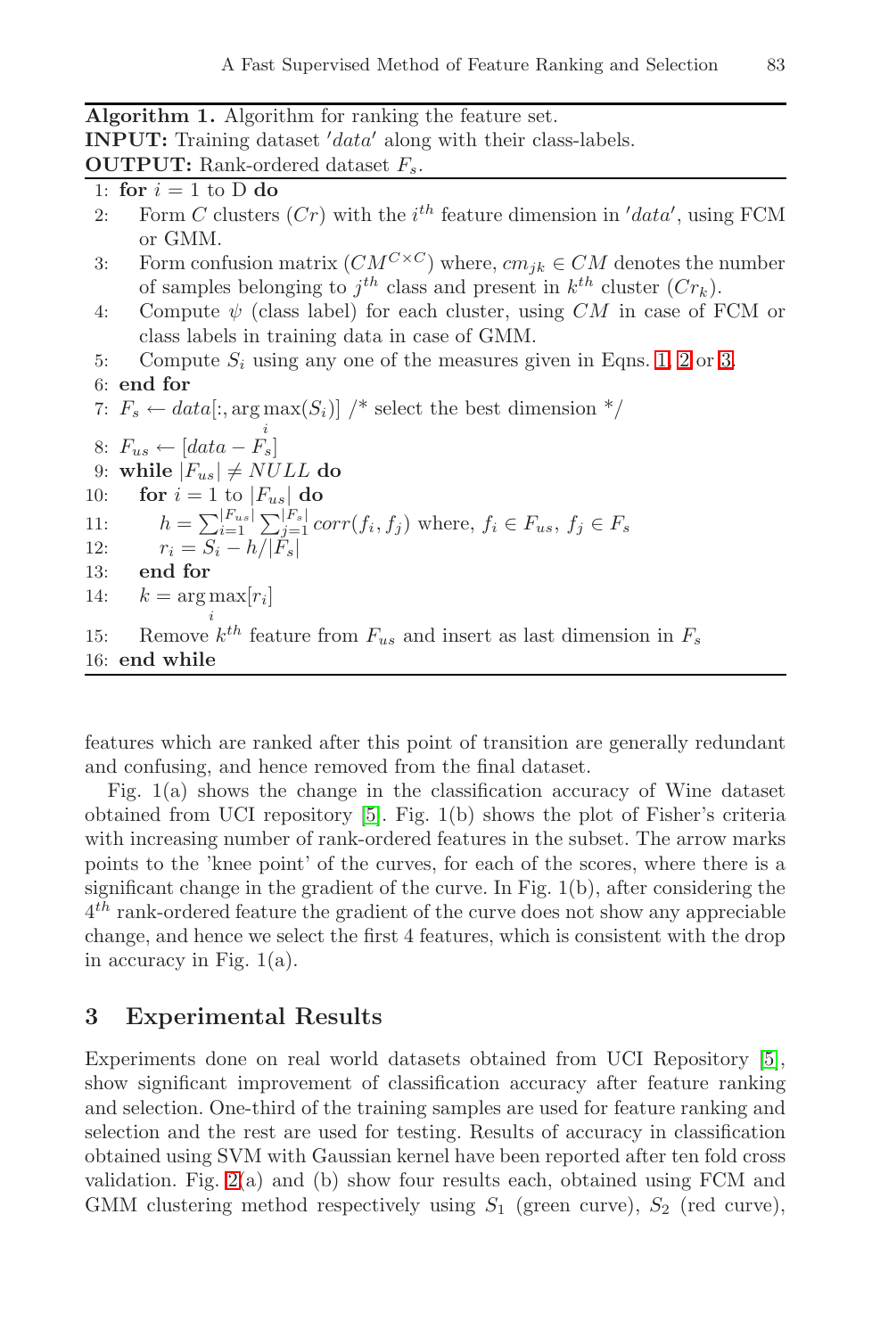**Algorithm 1.** Algorithm for ranking the feature set.
**INPUT:** Training dataset $'data'$ along with their class-labels.
**OUTPUT:** Rank-ordered dataset $F_s$.

```
1: for i = 1 to D do
2:     Form C clusters (Cr) with the i^th feature dimension in 'data', using FCM
       or GMM.
3:     Form confusion matrix (CM^{C×C}) where, cm_jk ∈ CM denotes the number
       of samples belonging to j^th class and present in k^th cluster (Cr_k).
4:     Compute ψ (class label) for each cluster, using CM in case of FCM or
       class labels in training data in case of GMM.
5:     Compute S_i using any one of the measures given in Eqns. 1, 2 or 3.
6: end for
7: F_s ← data[:, arg max_i (S_i)]  /* select the best dimension */
8: F_us ← [data − F_s]
9: while |F_us| ≠ NULL do
10:    for i = 1 to |F_us| do
11:        h = Σ_{i=1}^{|F_us|} Σ_{j=1}^{|F_s|} corr(f_i, f_j) where, f_i ∈ F_us, f_j ∈ F_s
12:        r_i = S_i − h/|F_s|
13:    end for
14:    k = arg max_i [r_i]
15:    Remove k^th feature from F_us and insert as last dimension in F_s
16: end while
```

features which are ranked after this point of transition are generally redundant and confusing, and hence removed from the final dataset.

Fig. 1(a) shows the change in the classification accuracy of Wine dataset obtained from UCI repository [5]. Fig. 1(b) shows the plot of Fisher's criteria with increasing number of rank-ordered features in the subset. The arrow marks points to the 'knee point' of the curves, for each of the scores, where there is a significant change in the gradient of the curve. In Fig. 1(b), after considering the $4^{th}$ rank-ordered feature the gradient of the curve does not show any appreciable change, and hence we select the first 4 features, which is consistent with the drop in accuracy in Fig. 1(a).

## 3 Experimental Results

Experiments done on real world datasets obtained from UCI Repository [5], show significant improvement of classification accuracy after feature ranking and selection. One-third of the training samples are used for feature ranking and selection and the rest are used for testing. Results of accuracy in classification obtained using SVM with Gaussian kernel have been reported after ten fold cross validation. Fig. 2(a) and (b) show four results each, obtained using FCM and GMM clustering method respectively using $S_1$ (green curve), $S_2$ (red curve),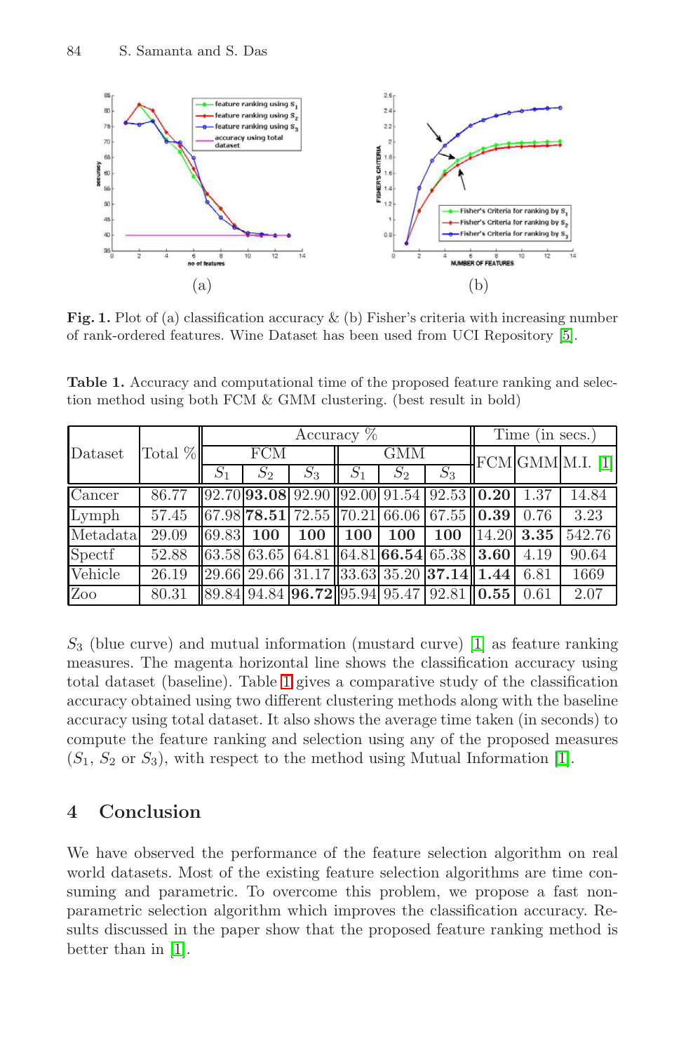**Fig. 1.** Plot of (a) classification accuracy & (b) Fisher's criteria with increasing number of rank-ordered features. Wine Dataset has been used from UCI Repository [5].

**Table 1.** Accuracy and computational time of the proposed feature ranking and selection method using both FCM & GMM clustering. (best result in bold)

| Dataset | Total % | Accuracy % | | | | | | Time (in secs.) | | |
|---|---|---|---|---|---|---|---|---|---|---|
| | | FCM | | | GMM | | | FCM | GMM | M.I. [1] |
| | | $S_1$ | $S_2$ | $S_3$ | $S_1$ | $S_2$ | $S_3$ | | | |
| Cancer | 86.77 | 92.70 | **93.08** | 92.90 | 92.00 | 91.54 | 92.53 | **0.20** | 1.37 | 14.84 |
| Lymph | 57.45 | 67.98 | **78.51** | 72.55 | 70.21 | 66.06 | 67.55 | **0.39** | 0.76 | 3.23 |
| Metadata | 29.09 | 69.83 | **100** | **100** | **100** | **100** | **100** | 14.20 | **3.35** | 542.76 |
| Spectf | 52.88 | 63.58 | 63.65 | 64.81 | 64.81 | **66.54** | 65.38 | **3.60** | 4.19 | 90.64 |
| Vehicle | 26.19 | 29.66 | 29.66 | 31.17 | 33.63 | 35.20 | **37.14** | **1.44** | 6.81 | 1669 |
| Zoo | 80.31 | 89.84 | 94.84 | **96.72** | 95.94 | 95.47 | 92.81 | **0.55** | 0.61 | 2.07 |

$S_3$ (blue curve) and mutual information (mustard curve) [1] as feature ranking measures. The magenta horizontal line shows the classification accuracy using total dataset (baseline). Table 1 gives a comparative study of the classification accuracy obtained using two different clustering methods along with the baseline accuracy using total dataset. It also shows the average time taken (in seconds) to compute the feature ranking and selection using any of the proposed measures ($S_1$, $S_2$ or $S_3$), with respect to the method using Mutual Information [1].

## 4 Conclusion

We have observed the performance of the feature selection algorithm on real world datasets. Most of the existing feature selection algorithms are time consuming and parametric. To overcome this problem, we propose a fast non-parametric selection algorithm which improves the classification accuracy. Results discussed in the paper show that the proposed feature ranking method is better than in [1].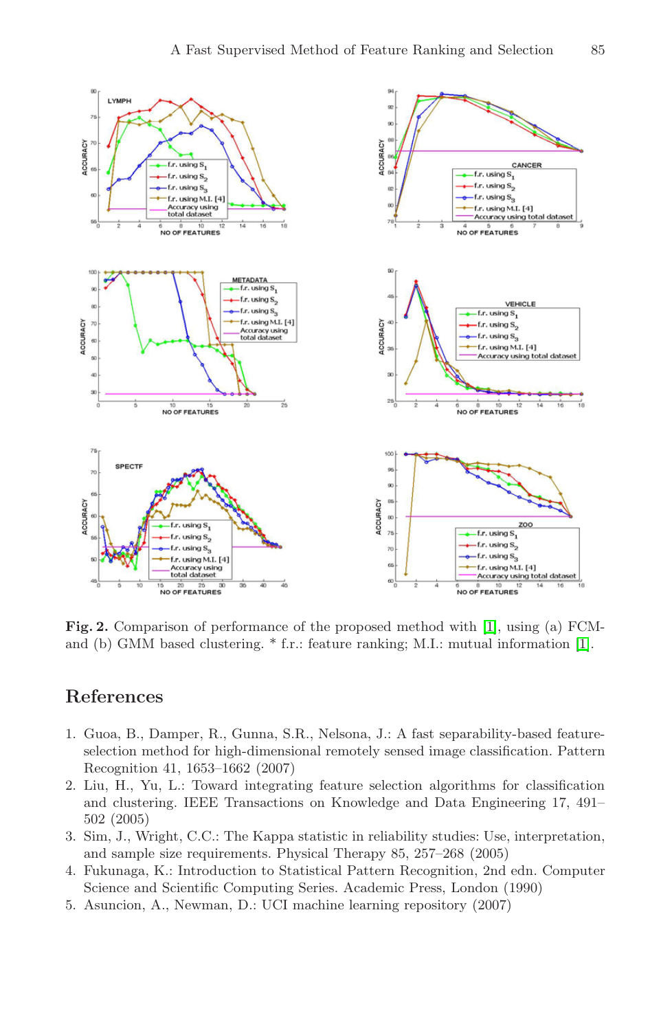LYMPH

ACCURACY

NO OF FEATURES

f.r. using $S_1$
f.r. using $S_2$
f.r. using $S_3$
f.r. using M.I. [4]
Accuracy using total dataset

CANCER

ACCURACY

NO OF FEATURES

f.r. using $S_1$
f.r. using $S_2$
f.r. using $S_3$
f.r. using M.I. [4]
Accuracy using total dataset

METADATA

ACCURACY

NO OF FEATURES

f.r. using $S_1$
f.r. using $S_2$
f.r. using $S_3$
f.r. using M.I. [4]
Accuracy using total dataset

VEHICLE

ACCURACY

NO OF FEATURES

f.r. using $S_1$
f.r. using $S_2$
f.r. using $S_3$
f.r. using M.I. [4]
Accuracy using total dataset

SPECTF

ACCURACY

NO OF FEATURES

f.r. using $S_1$
f.r. using $S_2$
f.r. using $S_3$
f.r. using M.I. [4]
Accuracy using total dataset

ZOO

ACCURACY

NO OF FEATURES

f.r. using $S_1$
f.r. using $S_2$
f.r. using $S_3$
f.r. using M.I. [4]
Accuracy using total dataset

**Fig. 2.** Comparison of performance of the proposed method with [1], using (a) FCM- and (b) GMM based clustering. * f.r.: feature ranking; M.I.: mutual information [1].

## References

1. Guoa, B., Damper, R., Gunna, S.R., Nelsona, J.: A fast separability-based feature-selection method for high-dimensional remotely sensed image classification. Pattern Recognition 41, 1653–1662 (2007)
2. Liu, H., Yu, L.: Toward integrating feature selection algorithms for classification and clustering. IEEE Transactions on Knowledge and Data Engineering 17, 491–502 (2005)
3. Sim, J., Wright, C.C.: The Kappa statistic in reliability studies: Use, interpretation, and sample size requirements. Physical Therapy 85, 257–268 (2005)
4. Fukunaga, K.: Introduction to Statistical Pattern Recognition, 2nd edn. Computer Science and Scientific Computing Series. Academic Press, London (1990)
5. Asuncion, A., Newman, D.: UCI machine learning repository (2007)